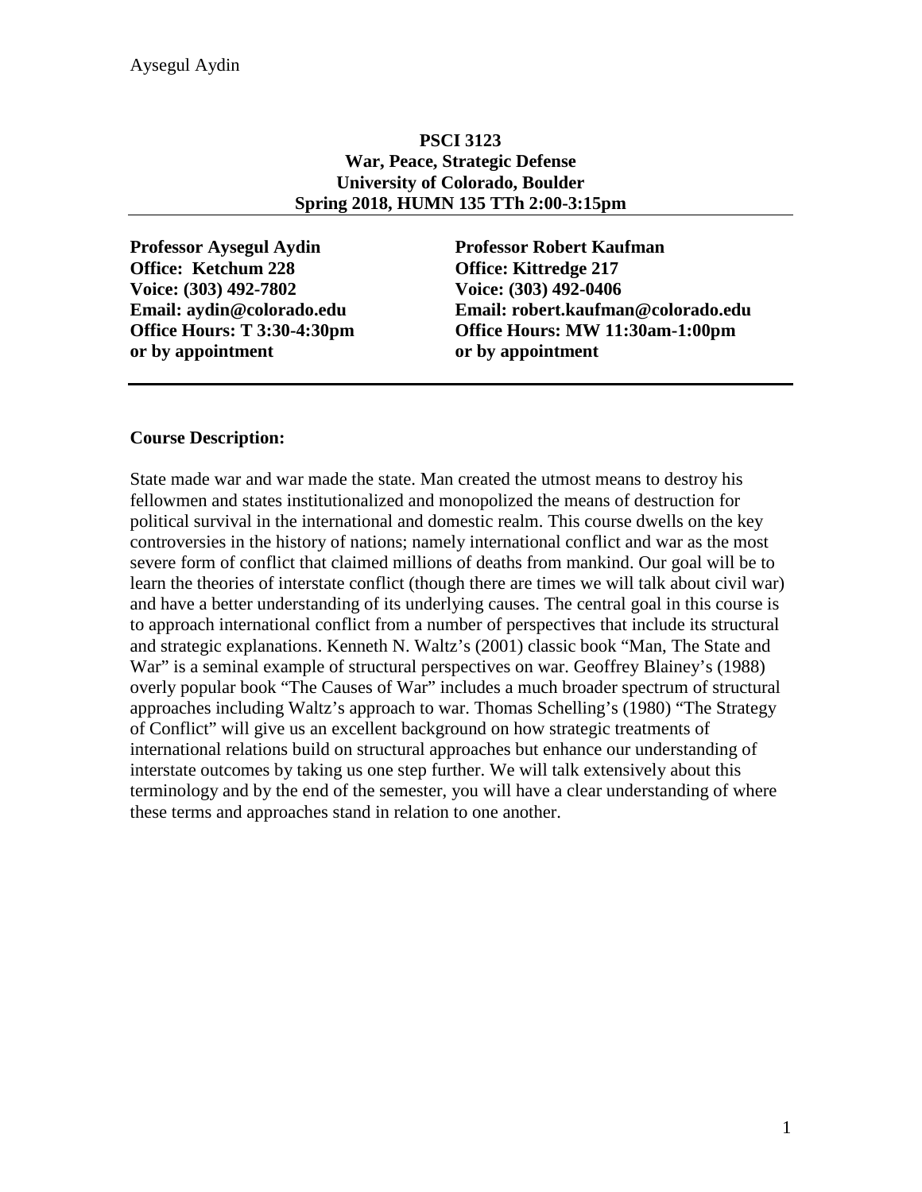**PSCI 3123**
**War, Peace, Strategic Defense**
**University of Colorado, Boulder**
**Spring 2018, HUMN 135 TTh 2:00-3:15pm**

**Professor Aysegul Aydin**
**Office: Ketchum 228**
**Voice: (303) 492-7802**
**Email: aydin@colorado.edu**
**Office Hours: T 3:30-4:30pm**
**or by appointment**

**Professor Robert Kaufman**
**Office: Kittredge 217**
**Voice: (303) 492-0406**
**Email: robert.kaufman@colorado.edu**
**Office Hours: MW 11:30am-1:00pm**
**or by appointment**

## Course Description:

State made war and war made the state. Man created the utmost means to destroy his fellowmen and states institutionalized and monopolized the means of destruction for political survival in the international and domestic realm. This course dwells on the key controversies in the history of nations; namely international conflict and war as the most severe form of conflict that claimed millions of deaths from mankind. Our goal will be to learn the theories of interstate conflict (though there are times we will talk about civil war) and have a better understanding of its underlying causes. The central goal in this course is to approach international conflict from a number of perspectives that include its structural and strategic explanations. Kenneth N. Waltz's (2001) classic book "Man, The State and War" is a seminal example of structural perspectives on war. Geoffrey Blainey's (1988) overly popular book "The Causes of War" includes a much broader spectrum of structural approaches including Waltz's approach to war. Thomas Schelling's (1980) "The Strategy of Conflict" will give us an excellent background on how strategic treatments of international relations build on structural approaches but enhance our understanding of interstate outcomes by taking us one step further. We will talk extensively about this terminology and by the end of the semester, you will have a clear understanding of where these terms and approaches stand in relation to one another.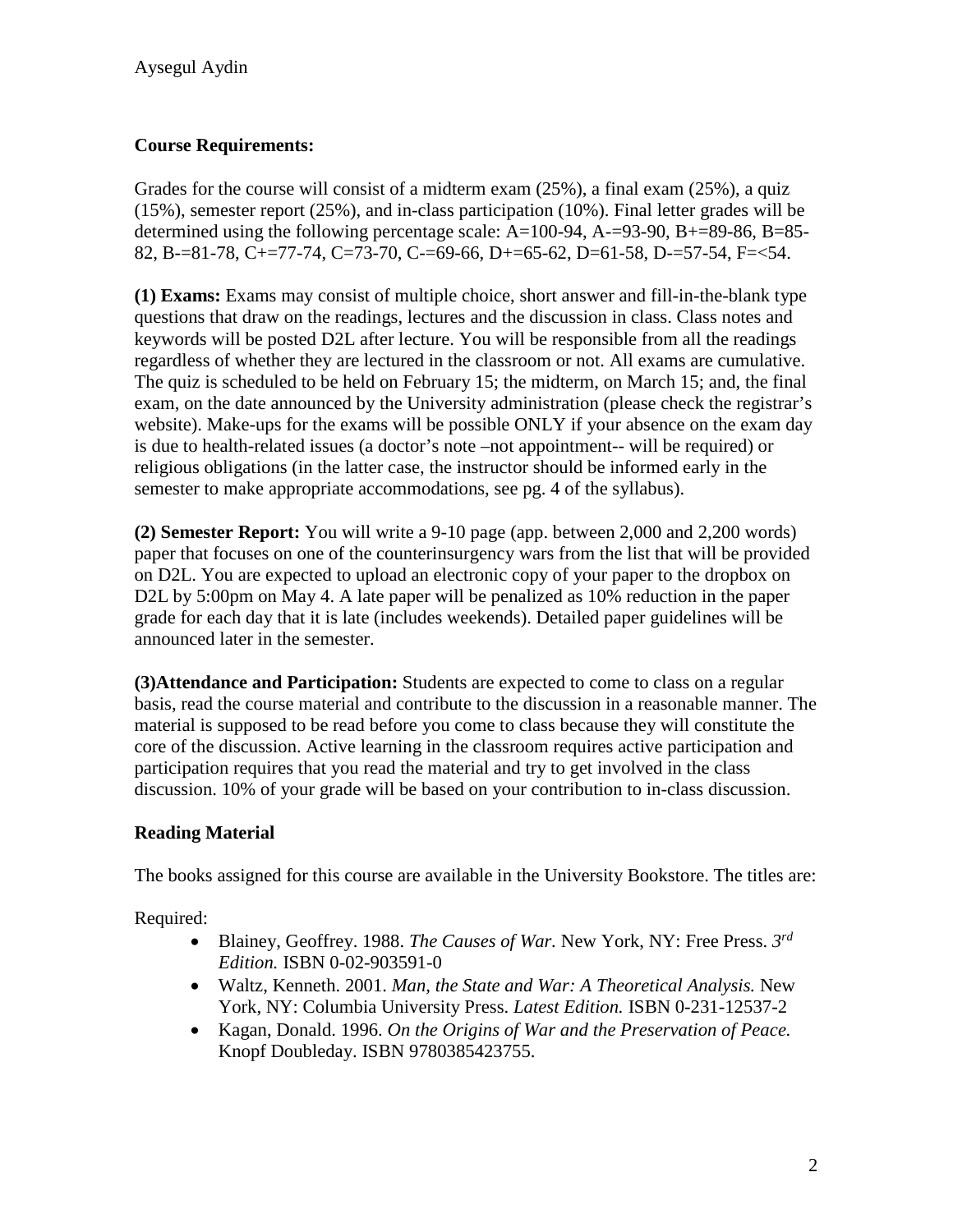## Course Requirements:

Grades for the course will consist of a midterm exam (25%), a final exam (25%), a quiz (15%), semester report (25%), and in-class participation (10%). Final letter grades will be determined using the following percentage scale: A=100-94, A-=93-90, B+=89-86, B=85-82, B-=81-78, C+=77-74, C=73-70, C-=69-66, D+=65-62, D=61-58, D-=57-54, F=<54.

**(1) Exams:** Exams may consist of multiple choice, short answer and fill-in-the-blank type questions that draw on the readings, lectures and the discussion in class. Class notes and keywords will be posted D2L after lecture. You will be responsible from all the readings regardless of whether they are lectured in the classroom or not. All exams are cumulative. The quiz is scheduled to be held on February 15; the midterm, on March 15; and, the final exam, on the date announced by the University administration (please check the registrar's website). Make-ups for the exams will be possible ONLY if your absence on the exam day is due to health-related issues (a doctor's note –not appointment-- will be required) or religious obligations (in the latter case, the instructor should be informed early in the semester to make appropriate accommodations, see pg. 4 of the syllabus).

**(2) Semester Report:** You will write a 9-10 page (app. between 2,000 and 2,200 words) paper that focuses on one of the counterinsurgency wars from the list that will be provided on D2L. You are expected to upload an electronic copy of your paper to the dropbox on D2L by 5:00pm on May 4. A late paper will be penalized as 10% reduction in the paper grade for each day that it is late (includes weekends). Detailed paper guidelines will be announced later in the semester.

**(3)Attendance and Participation:** Students are expected to come to class on a regular basis, read the course material and contribute to the discussion in a reasonable manner. The material is supposed to be read before you come to class because they will constitute the core of the discussion. Active learning in the classroom requires active participation and participation requires that you read the material and try to get involved in the class discussion. 10% of your grade will be based on your contribution to in-class discussion.

## Reading Material

The books assigned for this course are available in the University Bookstore. The titles are:

Required:

- Blainey, Geoffrey. 1988. *The Causes of War.* New York, NY: Free Press. *3rd Edition.* ISBN 0-02-903591-0
- Waltz, Kenneth. 2001. *Man, the State and War: A Theoretical Analysis.* New York, NY: Columbia University Press. *Latest Edition.* ISBN 0-231-12537-2
- Kagan, Donald. 1996. *On the Origins of War and the Preservation of Peace.* Knopf Doubleday. ISBN 9780385423755.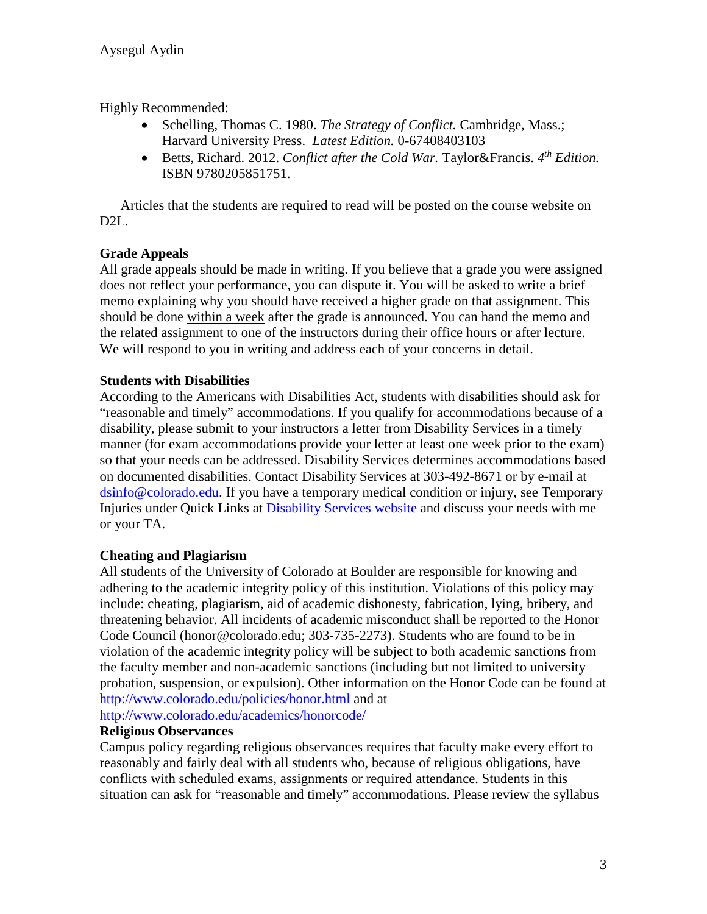Highly Recommended:

- Schelling, Thomas C. 1980. *The Strategy of Conflict.* Cambridge, Mass.; Harvard University Press. *Latest Edition.* 0-67408403103
- Betts, Richard. 2012. *Conflict after the Cold War.* Taylor&Francis. *4th Edition.* ISBN 9780205851751.

Articles that the students are required to read will be posted on the course website on D2L.

**Grade Appeals**

All grade appeals should be made in writing. If you believe that a grade you were assigned does not reflect your performance, you can dispute it. You will be asked to write a brief memo explaining why you should have received a higher grade on that assignment. This should be done within a week after the grade is announced. You can hand the memo and the related assignment to one of the instructors during their office hours or after lecture. We will respond to you in writing and address each of your concerns in detail.

**Students with Disabilities**

According to the Americans with Disabilities Act, students with disabilities should ask for "reasonable and timely" accommodations. If you qualify for accommodations because of a disability, please submit to your instructors a letter from Disability Services in a timely manner (for exam accommodations provide your letter at least one week prior to the exam) so that your needs can be addressed. Disability Services determines accommodations based on documented disabilities. Contact Disability Services at 303-492-8671 or by e-mail at dsinfo@colorado.edu. If you have a temporary medical condition or injury, see Temporary Injuries under Quick Links at Disability Services website and discuss your needs with me or your TA.

**Cheating and Plagiarism**

All students of the University of Colorado at Boulder are responsible for knowing and adhering to the academic integrity policy of this institution. Violations of this policy may include: cheating, plagiarism, aid of academic dishonesty, fabrication, lying, bribery, and threatening behavior. All incidents of academic misconduct shall be reported to the Honor Code Council (honor@colorado.edu; 303-735-2273). Students who are found to be in violation of the academic integrity policy will be subject to both academic sanctions from the faculty member and non-academic sanctions (including but not limited to university probation, suspension, or expulsion). Other information on the Honor Code can be found at http://www.colorado.edu/policies/honor.html and at http://www.colorado.edu/academics/honorcode/

**Religious Observances**

Campus policy regarding religious observances requires that faculty make every effort to reasonably and fairly deal with all students who, because of religious obligations, have conflicts with scheduled exams, assignments or required attendance. Students in this situation can ask for "reasonable and timely" accommodations. Please review the syllabus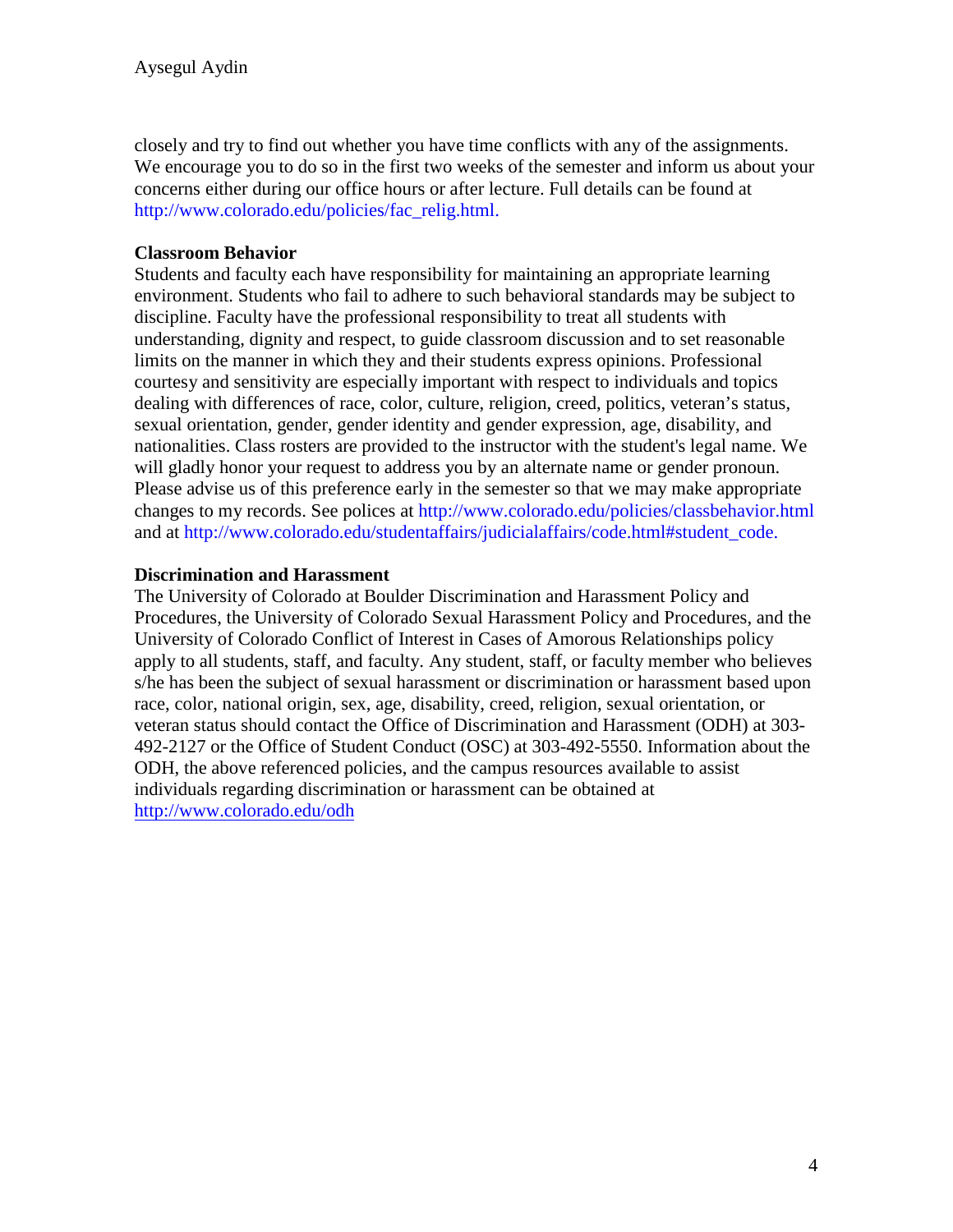closely and try to find out whether you have time conflicts with any of the assignments. We encourage you to do so in the first two weeks of the semester and inform us about your concerns either during our office hours or after lecture. Full details can be found at http://www.colorado.edu/policies/fac_relig.html.

**Classroom Behavior**

Students and faculty each have responsibility for maintaining an appropriate learning environment. Students who fail to adhere to such behavioral standards may be subject to discipline. Faculty have the professional responsibility to treat all students with understanding, dignity and respect, to guide classroom discussion and to set reasonable limits on the manner in which they and their students express opinions. Professional courtesy and sensitivity are especially important with respect to individuals and topics dealing with differences of race, color, culture, religion, creed, politics, veteran's status, sexual orientation, gender, gender identity and gender expression, age, disability, and nationalities. Class rosters are provided to the instructor with the student's legal name. We will gladly honor your request to address you by an alternate name or gender pronoun. Please advise us of this preference early in the semester so that we may make appropriate changes to my records. See polices at http://www.colorado.edu/policies/classbehavior.html and at http://www.colorado.edu/studentaffairs/judicialaffairs/code.html#student_code.

**Discrimination and Harassment**

The University of Colorado at Boulder Discrimination and Harassment Policy and Procedures, the University of Colorado Sexual Harassment Policy and Procedures, and the University of Colorado Conflict of Interest in Cases of Amorous Relationships policy apply to all students, staff, and faculty. Any student, staff, or faculty member who believes s/he has been the subject of sexual harassment or discrimination or harassment based upon race, color, national origin, sex, age, disability, creed, religion, sexual orientation, or veteran status should contact the Office of Discrimination and Harassment (ODH) at 303-492-2127 or the Office of Student Conduct (OSC) at 303-492-5550. Information about the ODH, the above referenced policies, and the campus resources available to assist individuals regarding discrimination or harassment can be obtained at http://www.colorado.edu/odh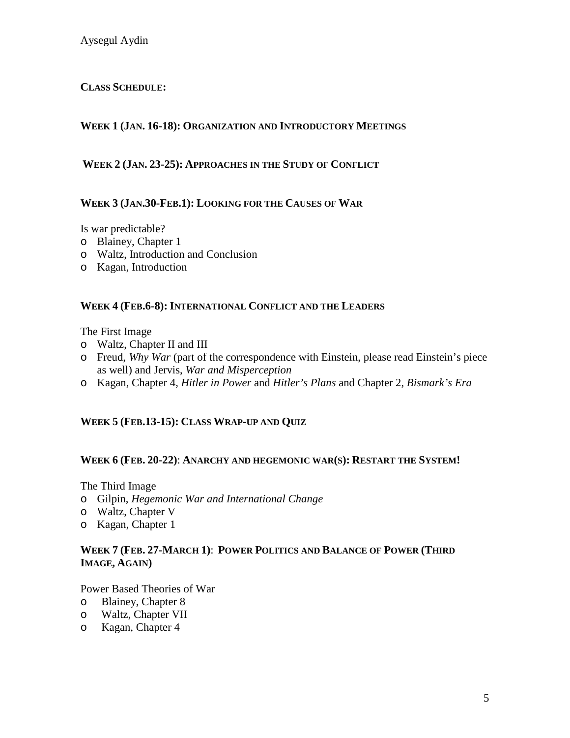**CLASS SCHEDULE:**

**WEEK 1 (JAN. 16-18): ORGANIZATION AND INTRODUCTORY MEETINGS**

**WEEK 2 (JAN. 23-25): APPROACHES IN THE STUDY OF CONFLICT**

**WEEK 3 (JAN.30-FEB.1): LOOKING FOR THE CAUSES OF WAR**

Is war predictable?

- Blainey, Chapter 1
- Waltz, Introduction and Conclusion
- Kagan, Introduction

**WEEK 4 (FEB.6-8): INTERNATIONAL CONFLICT AND THE LEADERS**

The First Image

- Waltz, Chapter II and III
- Freud, *Why War* (part of the correspondence with Einstein, please read Einstein's piece as well) and Jervis, *War and Misperception*
- Kagan, Chapter 4, *Hitler in Power* and *Hitler's Plans* and Chapter 2, *Bismark's Era*

**WEEK 5 (FEB.13-15): CLASS WRAP-UP AND QUIZ**

**WEEK 6 (FEB. 20-22)**: **ANARCHY AND HEGEMONIC WAR(S): RESTART THE SYSTEM!**

The Third Image

- Gilpin, *Hegemonic War and International Change*
- Waltz, Chapter V
- Kagan, Chapter 1

**WEEK 7 (FEB. 27-MARCH 1)**: **POWER POLITICS AND BALANCE OF POWER (THIRD IMAGE, AGAIN)**

Power Based Theories of War

- Blainey, Chapter 8
- Waltz, Chapter VII
- Kagan, Chapter 4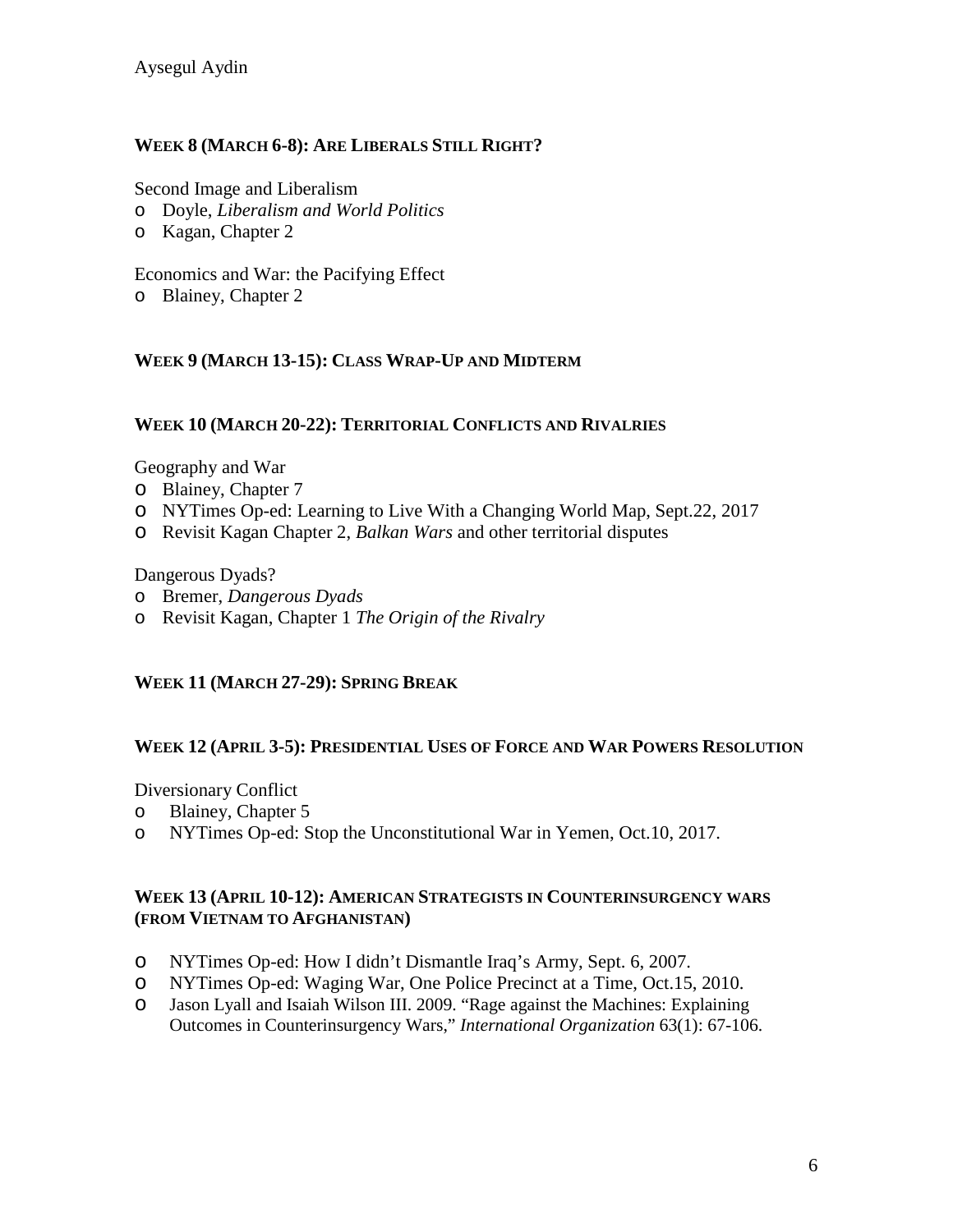## WEEK 8 (MARCH 6-8): ARE LIBERALS STILL RIGHT?

Second Image and Liberalism

- Doyle, *Liberalism and World Politics*
- Kagan, Chapter 2

Economics and War: the Pacifying Effect

- Blainey, Chapter 2

## WEEK 9 (MARCH 13-15): CLASS WRAP-UP AND MIDTERM

## WEEK 10 (MARCH 20-22): TERRITORIAL CONFLICTS AND RIVALRIES

Geography and War

- Blainey, Chapter 7
- NYTimes Op-ed: Learning to Live With a Changing World Map, Sept.22, 2017
- Revisit Kagan Chapter 2, *Balkan Wars* and other territorial disputes

Dangerous Dyads?

- Bremer, *Dangerous Dyads*
- Revisit Kagan, Chapter 1 *The Origin of the Rivalry*

## WEEK 11 (MARCH 27-29): SPRING BREAK

## WEEK 12 (APRIL 3-5): PRESIDENTIAL USES OF FORCE AND WAR POWERS RESOLUTION

Diversionary Conflict

- Blainey, Chapter 5
- NYTimes Op-ed: Stop the Unconstitutional War in Yemen, Oct.10, 2017.

## WEEK 13 (APRIL 10-12): AMERICAN STRATEGISTS IN COUNTERINSURGENCY WARS (FROM VIETNAM TO AFGHANISTAN)

- NYTimes Op-ed: How I didn't Dismantle Iraq's Army, Sept. 6, 2007.
- NYTimes Op-ed: Waging War, One Police Precinct at a Time, Oct.15, 2010.
- Jason Lyall and Isaiah Wilson III. 2009. "Rage against the Machines: Explaining Outcomes in Counterinsurgency Wars," *International Organization* 63(1): 67-106.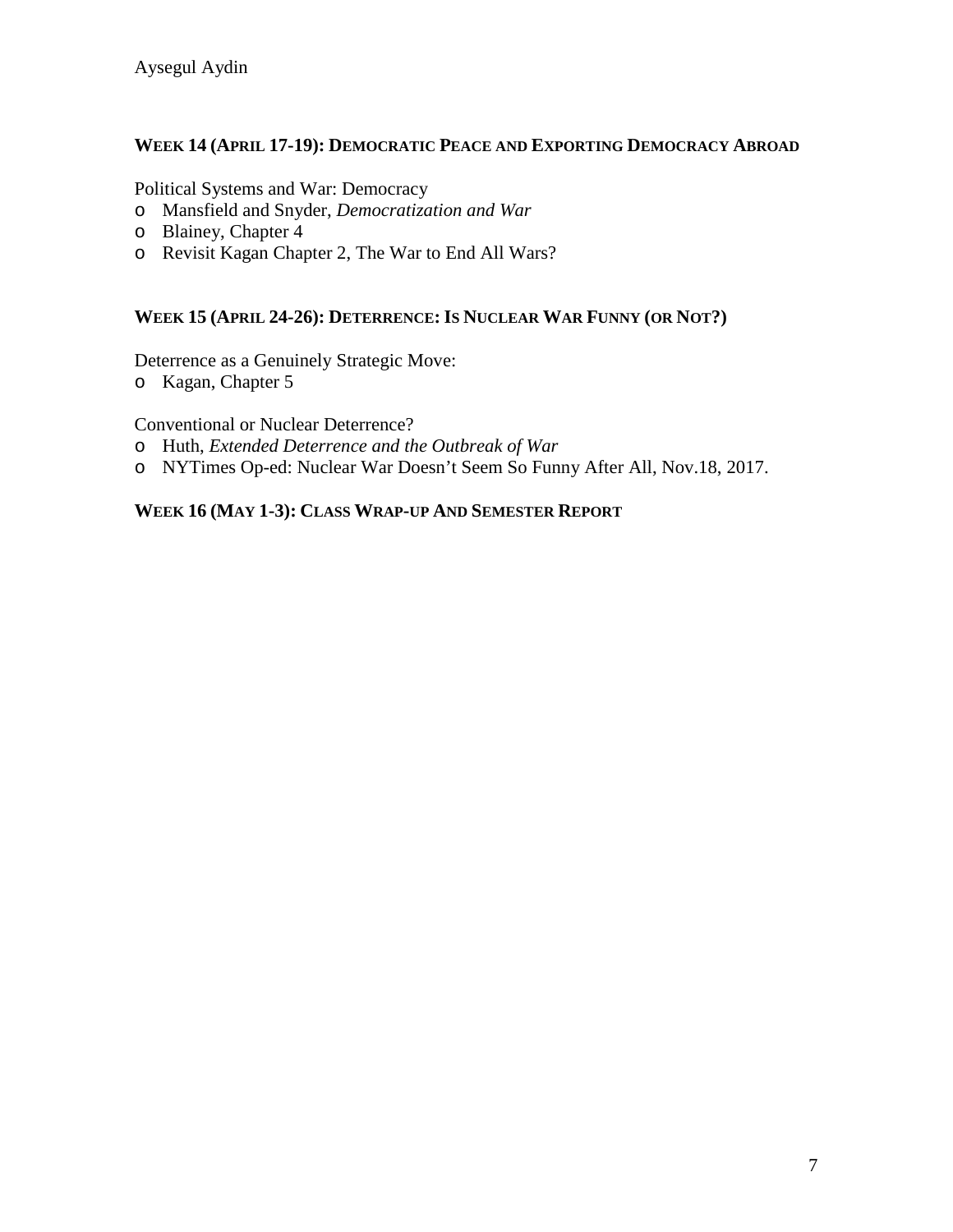### WEEK 14 (APRIL 17-19): DEMOCRATIC PEACE AND EXPORTING DEMOCRACY ABROAD

Political Systems and War: Democracy

- Mansfield and Snyder, *Democratization and War*
- Blainey, Chapter 4
- Revisit Kagan Chapter 2, The War to End All Wars?

### WEEK 15 (APRIL 24-26): DETERRENCE: IS NUCLEAR WAR FUNNY (OR NOT?)

Deterrence as a Genuinely Strategic Move:

- Kagan, Chapter 5

Conventional or Nuclear Deterrence?

- Huth, *Extended Deterrence and the Outbreak of War*
- NYTimes Op-ed: Nuclear War Doesn't Seem So Funny After All, Nov.18, 2017.

### WEEK 16 (MAY 1-3): CLASS WRAP-UP AND SEMESTER REPORT